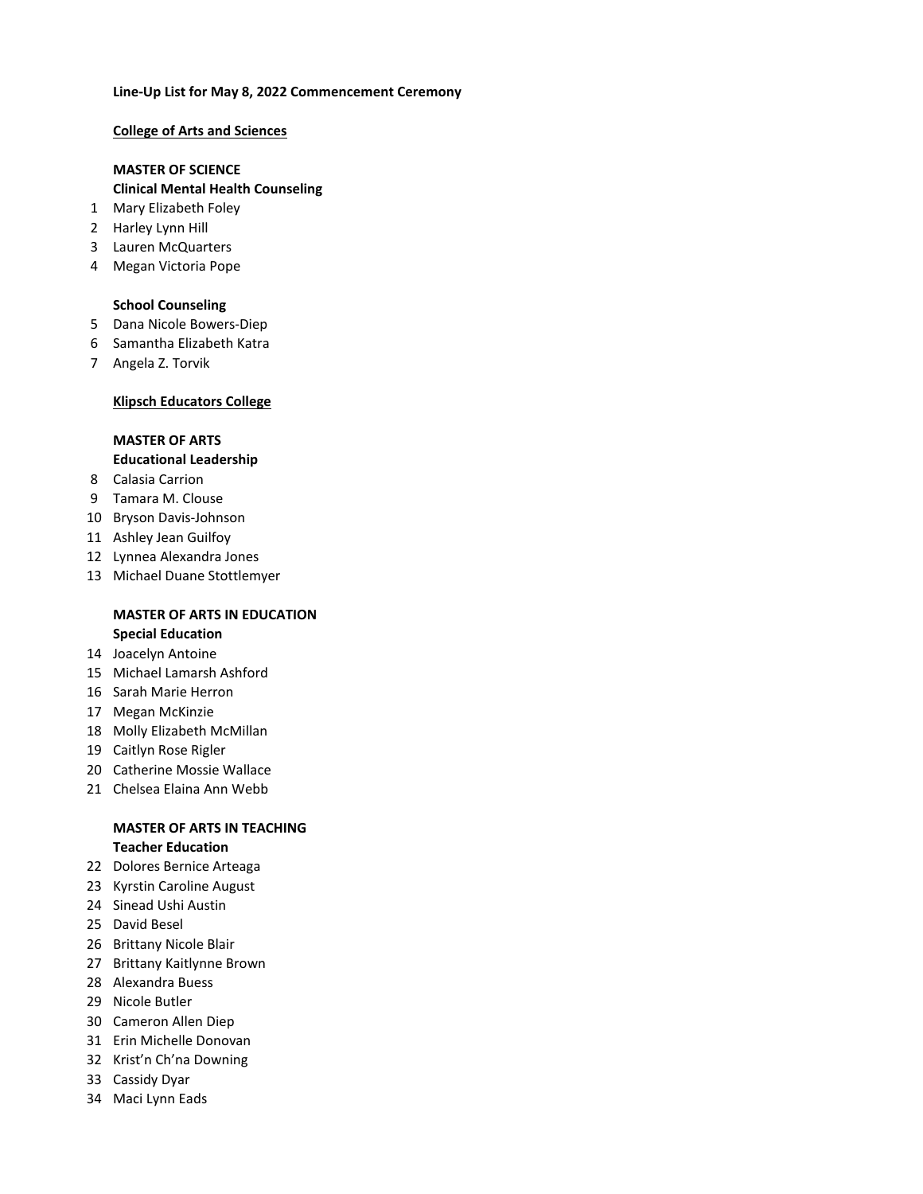**Line-Up List for May 8, 2022 Commencement Ceremony**

## College of Arts and Sciences

### MASTER OF SCIENCE

**Clinical Mental Health Counseling**

1 Mary Elizabeth Foley
2 Harley Lynn Hill
3 Lauren McQuarters
4 Megan Victoria Pope

**School Counseling**

5 Dana Nicole Bowers-Diep
6 Samantha Elizabeth Katra
7 Angela Z. Torvik

## Klipsch Educators College

### MASTER OF ARTS

**Educational Leadership**

8 Calasia Carrion
9 Tamara M. Clouse
10 Bryson Davis-Johnson
11 Ashley Jean Guilfoy
12 Lynnea Alexandra Jones
13 Michael Duane Stottlemyer

### MASTER OF ARTS IN EDUCATION

**Special Education**

14 Joacelyn Antoine
15 Michael Lamarsh Ashford
16 Sarah Marie Herron
17 Megan McKinzie
18 Molly Elizabeth McMillan
19 Caitlyn Rose Rigler
20 Catherine Mossie Wallace
21 Chelsea Elaina Ann Webb

### MASTER OF ARTS IN TEACHING

**Teacher Education**

22 Dolores Bernice Arteaga
23 Kyrstin Caroline August
24 Sinead Ushi Austin
25 David Besel
26 Brittany Nicole Blair
27 Brittany Kaitlynne Brown
28 Alexandra Buess
29 Nicole Butler
30 Cameron Allen Diep
31 Erin Michelle Donovan
32 Krist'n Ch'na Downing
33 Cassidy Dyar
34 Maci Lynn Eads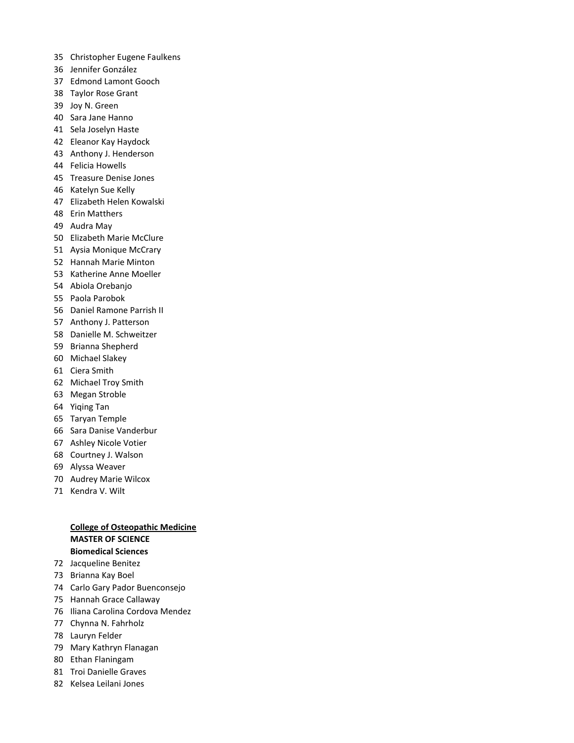35 Christopher Eugene Faulkens
36 Jennifer González
37 Edmond Lamont Gooch
38 Taylor Rose Grant
39 Joy N. Green
40 Sara Jane Hanno
41 Sela Joselyn Haste
42 Eleanor Kay Haydock
43 Anthony J. Henderson
44 Felicia Howells
45 Treasure Denise Jones
46 Katelyn Sue Kelly
47 Elizabeth Helen Kowalski
48 Erin Matthers
49 Audra May
50 Elizabeth Marie McClure
51 Aysia Monique McCrary
52 Hannah Marie Minton
53 Katherine Anne Moeller
54 Abiola Orebanjo
55 Paola Parobok
56 Daniel Ramone Parrish II
57 Anthony J. Patterson
58 Danielle M. Schweitzer
59 Brianna Shepherd
60 Michael Slakey
61 Ciera Smith
62 Michael Troy Smith
63 Megan Stroble
64 Yiqing Tan
65 Taryan Temple
66 Sara Danise Vanderbur
67 Ashley Nicole Votier
68 Courtney J. Walson
69 Alyssa Weaver
70 Audrey Marie Wilcox
71 Kendra V. Wilt

**College of Osteopathic Medicine**
**MASTER OF SCIENCE**
**Biomedical Sciences**

72 Jacqueline Benitez
73 Brianna Kay Boel
74 Carlo Gary Pador Buenconsejo
75 Hannah Grace Callaway
76 Iliana Carolina Cordova Mendez
77 Chynna N. Fahrholz
78 Lauryn Felder
79 Mary Kathryn Flanagan
80 Ethan Flaningam
81 Troi Danielle Graves
82 Kelsea Leilani Jones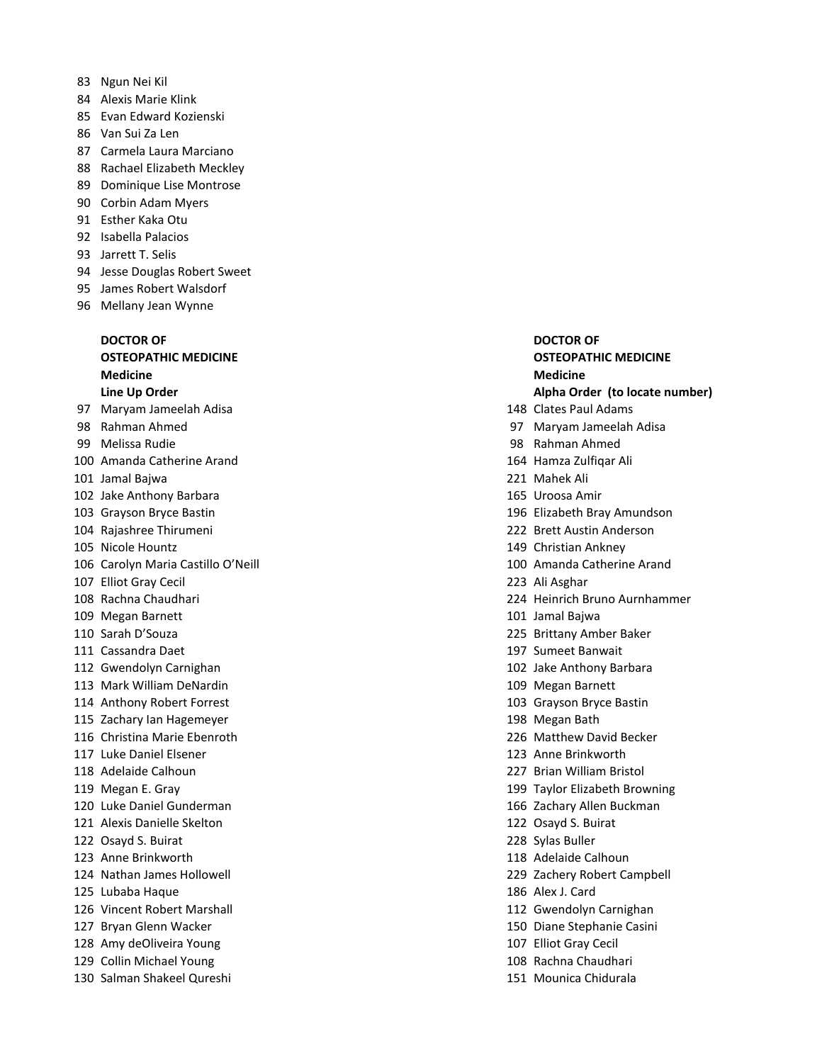83 Ngun Nei Kil
84 Alexis Marie Klink
85 Evan Edward Kozienski
86 Van Sui Za Len
87 Carmela Laura Marciano
88 Rachael Elizabeth Meckley
89 Dominique Lise Montrose
90 Corbin Adam Myers
91 Esther Kaka Otu
92 Isabella Palacios
93 Jarrett T. Selis
94 Jesse Douglas Robert Sweet
95 James Robert Walsdorf
96 Mellany Jean Wynne

**DOCTOR OF OSTEOPATHIC MEDICINE**
**Medicine**
**Line Up Order**

97 Maryam Jameelah Adisa
98 Rahman Ahmed
99 Melissa Rudie
100 Amanda Catherine Arand
101 Jamal Bajwa
102 Jake Anthony Barbara
103 Grayson Bryce Bastin
104 Rajashree Thirumeni
105 Nicole Hountz
106 Carolyn Maria Castillo O'Neill
107 Elliot Gray Cecil
108 Rachna Chaudhari
109 Megan Barnett
110 Sarah D'Souza
111 Cassandra Daet
112 Gwendolyn Carnighan
113 Mark William DeNardin
114 Anthony Robert Forrest
115 Zachary Ian Hagemeyer
116 Christina Marie Ebenroth
117 Luke Daniel Elsener
118 Adelaide Calhoun
119 Megan E. Gray
120 Luke Daniel Gunderman
121 Alexis Danielle Skelton
122 Osayd S. Buirat
123 Anne Brinkworth
124 Nathan James Hollowell
125 Lubaba Haque
126 Vincent Robert Marshall
127 Bryan Glenn Wacker
128 Amy deOliveira Young
129 Collin Michael Young
130 Salman Shakeel Qureshi

**DOCTOR OF OSTEOPATHIC MEDICINE**
**Medicine**
**Alpha Order (to locate number)**

148 Clates Paul Adams
97 Maryam Jameelah Adisa
98 Rahman Ahmed
164 Hamza Zulfiqar Ali
221 Mahek Ali
165 Uroosa Amir
196 Elizabeth Bray Amundson
222 Brett Austin Anderson
149 Christian Ankney
100 Amanda Catherine Arand
223 Ali Asghar
224 Heinrich Bruno Aurnhammer
101 Jamal Bajwa
225 Brittany Amber Baker
197 Sumeet Banwait
102 Jake Anthony Barbara
109 Megan Barnett
103 Grayson Bryce Bastin
198 Megan Bath
226 Matthew David Becker
123 Anne Brinkworth
227 Brian William Bristol
199 Taylor Elizabeth Browning
166 Zachary Allen Buckman
122 Osayd S. Buirat
228 Sylas Buller
118 Adelaide Calhoun
229 Zachery Robert Campbell
186 Alex J. Card
112 Gwendolyn Carnighan
150 Diane Stephanie Casini
107 Elliot Gray Cecil
108 Rachna Chaudhari
151 Mounica Chidurala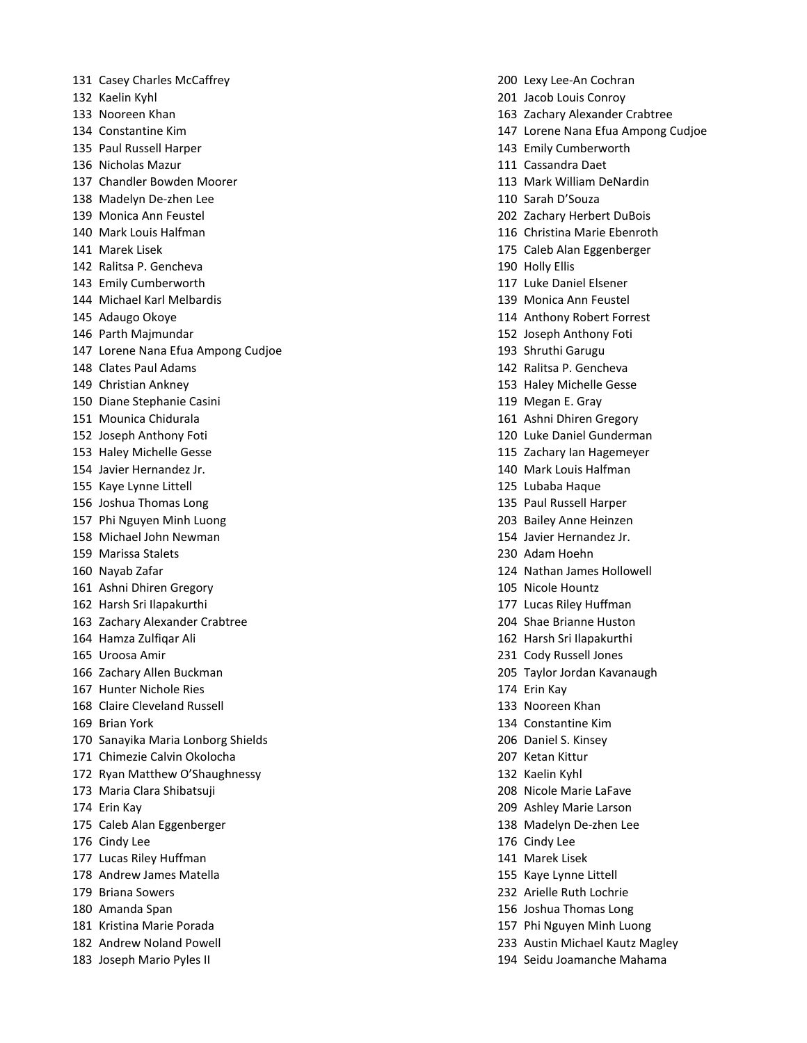131 Casey Charles McCaffrey
132 Kaelin Kyhl
133 Nooreen Khan
134 Constantine Kim
135 Paul Russell Harper
136 Nicholas Mazur
137 Chandler Bowden Moorer
138 Madelyn De-zhen Lee
139 Monica Ann Feustel
140 Mark Louis Halfman
141 Marek Lisek
142 Ralitsa P. Gencheva
143 Emily Cumberworth
144 Michael Karl Melbardis
145 Adaugo Okoye
146 Parth Majmundar
147 Lorene Nana Efua Ampong Cudjoe
148 Clates Paul Adams
149 Christian Ankney
150 Diane Stephanie Casini
151 Mounica Chidurala
152 Joseph Anthony Foti
153 Haley Michelle Gesse
154 Javier Hernandez Jr.
155 Kaye Lynne Littell
156 Joshua Thomas Long
157 Phi Nguyen Minh Luong
158 Michael John Newman
159 Marissa Stalets
160 Nayab Zafar
161 Ashni Dhiren Gregory
162 Harsh Sri Ilapakurthi
163 Zachary Alexander Crabtree
164 Hamza Zulfiqar Ali
165 Uroosa Amir
166 Zachary Allen Buckman
167 Hunter Nichole Ries
168 Claire Cleveland Russell
169 Brian York
170 Sanayika Maria Lonborg Shields
171 Chimezie Calvin Okolocha
172 Ryan Matthew O'Shaughnessy
173 Maria Clara Shibatsuji
174 Erin Kay
175 Caleb Alan Eggenberger
176 Cindy Lee
177 Lucas Riley Huffman
178 Andrew James Matella
179 Briana Sowers
180 Amanda Span
181 Kristina Marie Porada
182 Andrew Noland Powell
183 Joseph Mario Pyles II

200 Lexy Lee-An Cochran
201 Jacob Louis Conroy
163 Zachary Alexander Crabtree
147 Lorene Nana Efua Ampong Cudjoe
143 Emily Cumberworth
111 Cassandra Daet
113 Mark William DeNardin
110 Sarah D'Souza
202 Zachary Herbert DuBois
116 Christina Marie Ebenroth
175 Caleb Alan Eggenberger
190 Holly Ellis
117 Luke Daniel Elsener
139 Monica Ann Feustel
114 Anthony Robert Forrest
152 Joseph Anthony Foti
193 Shruthi Garugu
142 Ralitsa P. Gencheva
153 Haley Michelle Gesse
119 Megan E. Gray
161 Ashni Dhiren Gregory
120 Luke Daniel Gunderman
115 Zachary Ian Hagemeyer
140 Mark Louis Halfman
125 Lubaba Haque
135 Paul Russell Harper
203 Bailey Anne Heinzen
154 Javier Hernandez Jr.
230 Adam Hoehn
124 Nathan James Hollowell
105 Nicole Hountz
177 Lucas Riley Huffman
204 Shae Brianne Huston
162 Harsh Sri Ilapakurthi
231 Cody Russell Jones
205 Taylor Jordan Kavanaugh
174 Erin Kay
133 Nooreen Khan
134 Constantine Kim
206 Daniel S. Kinsey
207 Ketan Kittur
132 Kaelin Kyhl
208 Nicole Marie LaFave
209 Ashley Marie Larson
138 Madelyn De-zhen Lee
176 Cindy Lee
141 Marek Lisek
155 Kaye Lynne Littell
232 Arielle Ruth Lochrie
156 Joshua Thomas Long
157 Phi Nguyen Minh Luong
233 Austin Michael Kautz Magley
194 Seidu Joamanche Mahama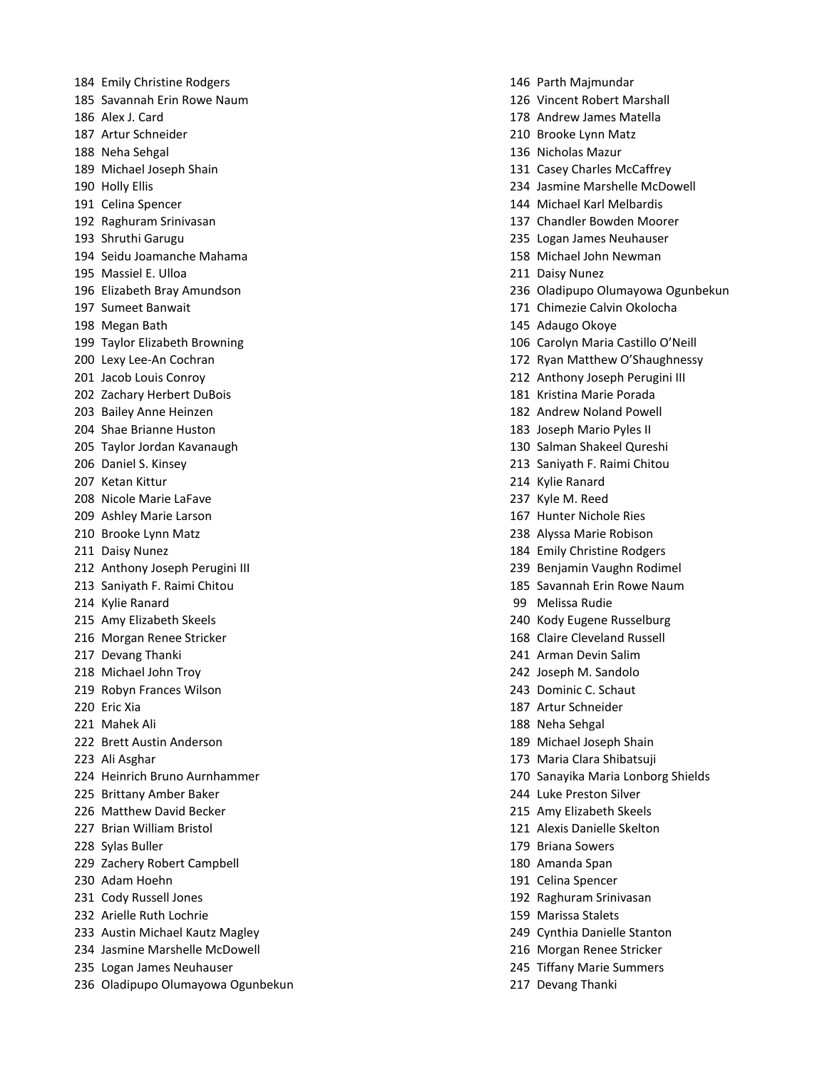184 Emily Christine Rodgers
185 Savannah Erin Rowe Naum
186 Alex J. Card
187 Artur Schneider
188 Neha Sehgal
189 Michael Joseph Shain
190 Holly Ellis
191 Celina Spencer
192 Raghuram Srinivasan
193 Shruthi Garugu
194 Seidu Joamanche Mahama
195 Massiel E. Ulloa
196 Elizabeth Bray Amundson
197 Sumeet Banwait
198 Megan Bath
199 Taylor Elizabeth Browning
200 Lexy Lee-An Cochran
201 Jacob Louis Conroy
202 Zachary Herbert DuBois
203 Bailey Anne Heinzen
204 Shae Brianne Huston
205 Taylor Jordan Kavanaugh
206 Daniel S. Kinsey
207 Ketan Kittur
208 Nicole Marie LaFave
209 Ashley Marie Larson
210 Brooke Lynn Matz
211 Daisy Nunez
212 Anthony Joseph Perugini III
213 Saniyath F. Raimi Chitou
214 Kylie Ranard
215 Amy Elizabeth Skeels
216 Morgan Renee Stricker
217 Devang Thanki
218 Michael John Troy
219 Robyn Frances Wilson
220 Eric Xia
221 Mahek Ali
222 Brett Austin Anderson
223 Ali Asghar
224 Heinrich Bruno Aurnhammer
225 Brittany Amber Baker
226 Matthew David Becker
227 Brian William Bristol
228 Sylas Buller
229 Zachery Robert Campbell
230 Adam Hoehn
231 Cody Russell Jones
232 Arielle Ruth Lochrie
233 Austin Michael Kautz Magley
234 Jasmine Marshelle McDowell
235 Logan James Neuhauser
236 Oladipupo Olumayowa Ogunbekun

146 Parth Majmundar
126 Vincent Robert Marshall
178 Andrew James Matella
210 Brooke Lynn Matz
136 Nicholas Mazur
131 Casey Charles McCaffrey
234 Jasmine Marshelle McDowell
144 Michael Karl Melbardis
137 Chandler Bowden Moorer
235 Logan James Neuhauser
158 Michael John Newman
211 Daisy Nunez
236 Oladipupo Olumayowa Ogunbekun
171 Chimezie Calvin Okolocha
145 Adaugo Okoye
106 Carolyn Maria Castillo O'Neill
172 Ryan Matthew O'Shaughnessy
212 Anthony Joseph Perugini III
181 Kristina Marie Porada
182 Andrew Noland Powell
183 Joseph Mario Pyles II
130 Salman Shakeel Qureshi
213 Saniyath F. Raimi Chitou
214 Kylie Ranard
237 Kyle M. Reed
167 Hunter Nichole Ries
238 Alyssa Marie Robison
184 Emily Christine Rodgers
239 Benjamin Vaughn Rodimel
185 Savannah Erin Rowe Naum
99 Melissa Rudie
240 Kody Eugene Russelburg
168 Claire Cleveland Russell
241 Arman Devin Salim
242 Joseph M. Sandolo
243 Dominic C. Schaut
187 Artur Schneider
188 Neha Sehgal
189 Michael Joseph Shain
173 Maria Clara Shibatsuji
170 Sanayika Maria Lonborg Shields
244 Luke Preston Silver
215 Amy Elizabeth Skeels
121 Alexis Danielle Skelton
179 Briana Sowers
180 Amanda Span
191 Celina Spencer
192 Raghuram Srinivasan
159 Marissa Stalets
249 Cynthia Danielle Stanton
216 Morgan Renee Stricker
245 Tiffany Marie Summers
217 Devang Thanki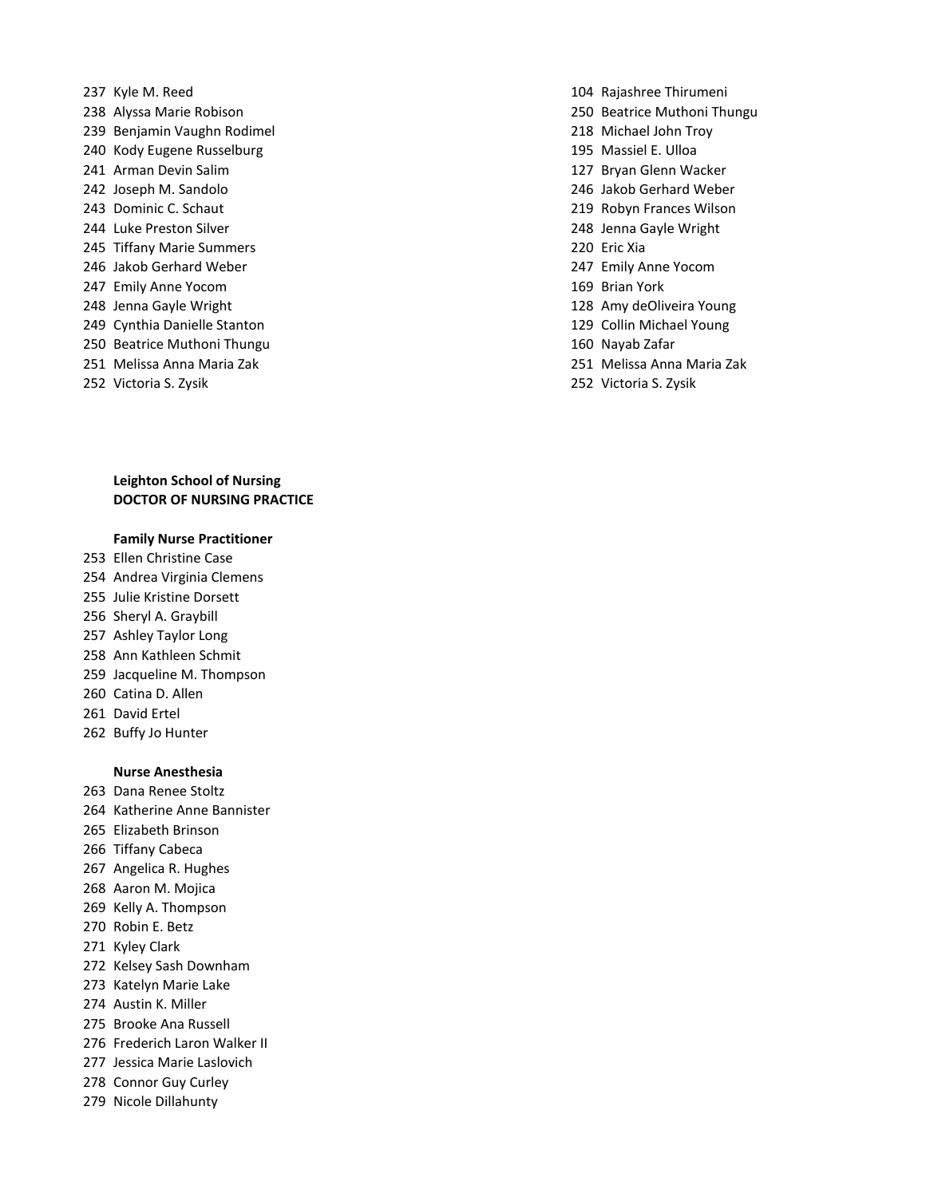237 Kyle M. Reed
238 Alyssa Marie Robison
239 Benjamin Vaughn Rodimel
240 Kody Eugene Russelburg
241 Arman Devin Salim
242 Joseph M. Sandolo
243 Dominic C. Schaut
244 Luke Preston Silver
245 Tiffany Marie Summers
246 Jakob Gerhard Weber
247 Emily Anne Yocom
248 Jenna Gayle Wright
249 Cynthia Danielle Stanton
250 Beatrice Muthoni Thungu
251 Melissa Anna Maria Zak
252 Victoria S. Zysik

104 Rajashree Thirumeni
250 Beatrice Muthoni Thungu
218 Michael John Troy
195 Massiel E. Ulloa
127 Bryan Glenn Wacker
246 Jakob Gerhard Weber
219 Robyn Frances Wilson
248 Jenna Gayle Wright
220 Eric Xia
247 Emily Anne Yocom
169 Brian York
128 Amy deOliveira Young
129 Collin Michael Young
160 Nayab Zafar
251 Melissa Anna Maria Zak
252 Victoria S. Zysik

**Leighton School of Nursing**
**DOCTOR OF NURSING PRACTICE**

**Family Nurse Practitioner**

253 Ellen Christine Case
254 Andrea Virginia Clemens
255 Julie Kristine Dorsett
256 Sheryl A. Graybill
257 Ashley Taylor Long
258 Ann Kathleen Schmit
259 Jacqueline M. Thompson
260 Catina D. Allen
261 David Ertel
262 Buffy Jo Hunter

**Nurse Anesthesia**

263 Dana Renee Stoltz
264 Katherine Anne Bannister
265 Elizabeth Brinson
266 Tiffany Cabeca
267 Angelica R. Hughes
268 Aaron M. Mojica
269 Kelly A. Thompson
270 Robin E. Betz
271 Kyley Clark
272 Kelsey Sash Downham
273 Katelyn Marie Lake
274 Austin K. Miller
275 Brooke Ana Russell
276 Frederich Laron Walker II
277 Jessica Marie Laslovich
278 Connor Guy Curley
279 Nicole Dillahunty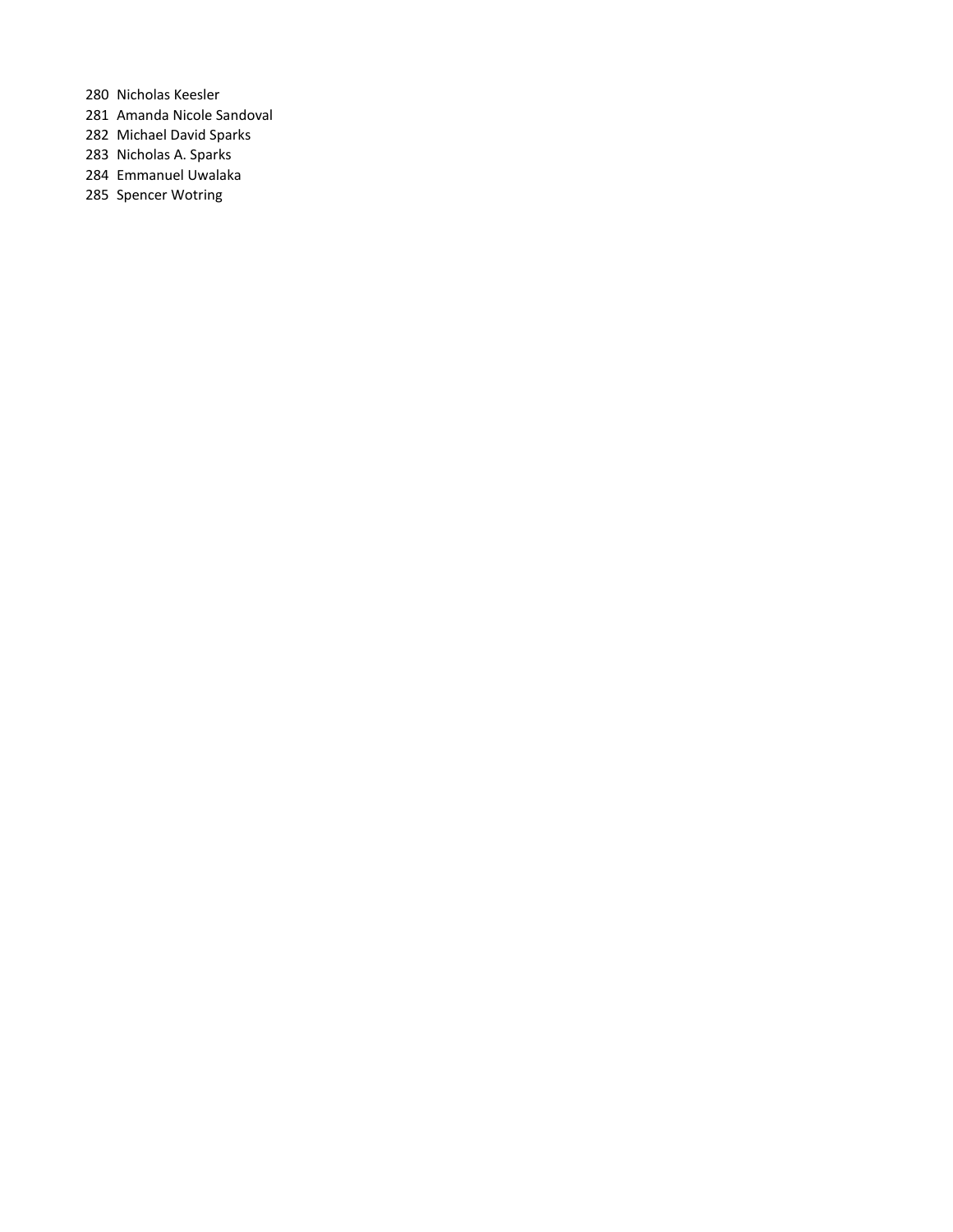280 Nicholas Keesler
281 Amanda Nicole Sandoval
282 Michael David Sparks
283 Nicholas A. Sparks
284 Emmanuel Uwalaka
285 Spencer Wotring